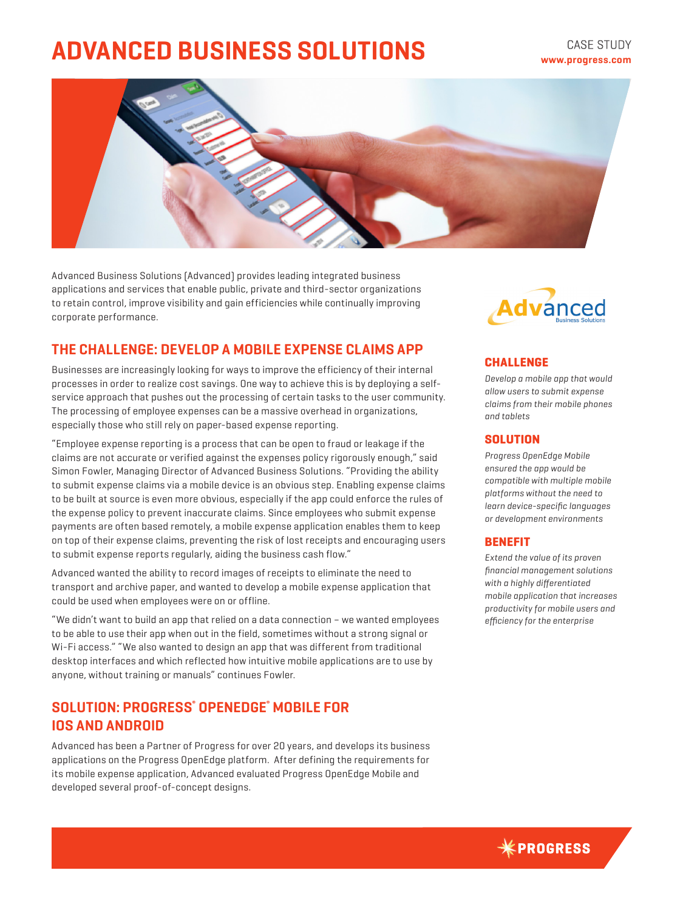# ADVANCED BUSINESS SOLUTIONS

CASE STUDY
**www.progress.com**

Advanced Business Solutions (Advanced) provides leading integrated business applications and services that enable public, private and third-sector organizations to retain control, improve visibility and gain efficiencies while continually improving corporate performance.

## THE CHALLENGE: DEVELOP A MOBILE EXPENSE CLAIMS APP

Businesses are increasingly looking for ways to improve the efficiency of their internal processes in order to realize cost savings. One way to achieve this is by deploying a self-service approach that pushes out the processing of certain tasks to the user community. The processing of employee expenses can be a massive overhead in organizations, especially those who still rely on paper-based expense reporting.

"Employee expense reporting is a process that can be open to fraud or leakage if the claims are not accurate or verified against the expenses policy rigorously enough," said Simon Fowler, Managing Director of Advanced Business Solutions. "Providing the ability to submit expense claims via a mobile device is an obvious step. Enabling expense claims to be built at source is even more obvious, especially if the app could enforce the rules of the expense policy to prevent inaccurate claims. Since employees who submit expense payments are often based remotely, a mobile expense application enables them to keep on top of their expense claims, preventing the risk of lost receipts and encouraging users to submit expense reports regularly, aiding the business cash flow."

Advanced wanted the ability to record images of receipts to eliminate the need to transport and archive paper, and wanted to develop a mobile expense application that could be used when employees were on or offline.

"We didn't want to build an app that relied on a data connection – we wanted employees to be able to use their app when out in the field, sometimes without a strong signal or Wi-Fi access." "We also wanted to design an app that was different from traditional desktop interfaces and which reflected how intuitive mobile applications are to use by anyone, without training or manuals" continues Fowler.

## SOLUTION: PROGRESS® OPENEDGE® MOBILE FOR IOS AND ANDROID

Advanced has been a Partner of Progress for over 20 years, and develops its business applications on the Progress OpenEdge platform. After defining the requirements for its mobile expense application, Advanced evaluated Progress OpenEdge Mobile and developed several proof-of-concept designs.

### CHALLENGE

*Develop a mobile app that would allow users to submit expense claims from their mobile phones and tablets*

### SOLUTION

*Progress OpenEdge Mobile ensured the app would be compatible with multiple mobile platforms without the need to learn device-specific languages or development environments*

### BENEFIT

*Extend the value of its proven financial management solutions with a highly differentiated mobile application that increases productivity for mobile users and efficiency for the enterprise*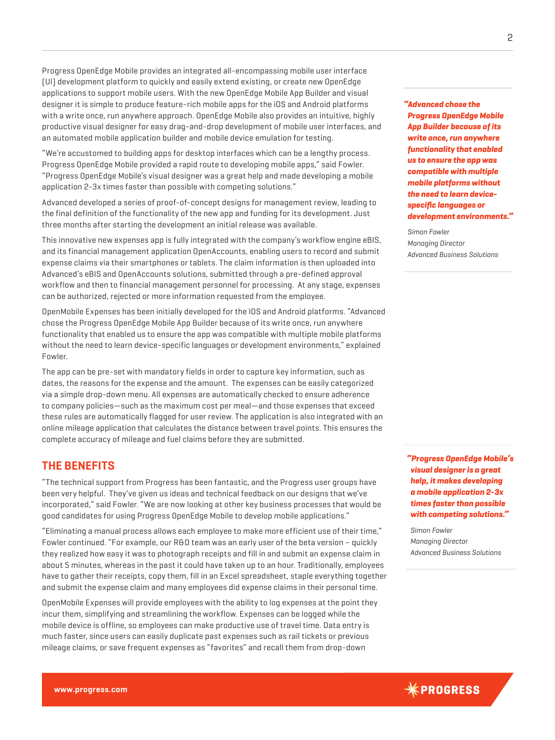Progress OpenEdge Mobile provides an integrated all-encompassing mobile user interface (UI) development platform to quickly and easily extend existing, or create new OpenEdge applications to support mobile users. With the new OpenEdge Mobile App Builder and visual designer it is simple to produce feature-rich mobile apps for the iOS and Android platforms with a write once, run anywhere approach. OpenEdge Mobile also provides an intuitive, highly productive visual designer for easy drag-and-drop development of mobile user interfaces, and an automated mobile application builder and mobile device emulation for testing.

"We're accustomed to building apps for desktop interfaces which can be a lengthy process. Progress OpenEdge Mobile provided a rapid route to developing mobile apps," said Fowler. "Progress OpenEdge Mobile's visual designer was a great help and made developing a mobile application 2-3x times faster than possible with competing solutions."

Advanced developed a series of proof-of-concept designs for management review, leading to the final definition of the functionality of the new app and funding for its development. Just three months after starting the development an initial release was available.

This innovative new expenses app is fully integrated with the company's workflow engine eBIS, and its financial management application OpenAccounts, enabling users to record and submit expense claims via their smartphones or tablets. The claim information is then uploaded into Advanced's eBIS and OpenAccounts solutions, submitted through a pre-defined approval workflow and then to financial management personnel for processing. At any stage, expenses can be authorized, rejected or more information requested from the employee.

OpenMobile Expenses has been initially developed for the IOS and Android platforms. "Advanced chose the Progress OpenEdge Mobile App Builder because of its write once, run anywhere functionality that enabled us to ensure the app was compatible with multiple mobile platforms without the need to learn device-specific languages or development environments," explained Fowler.

> ***"Advanced chose the Progress OpenEdge Mobile App Builder because of its write once, run anywhere functionality that enabled us to ensure the app was compatible with multiple mobile platforms without the need to learn device-specific languages or development environments."***
>
> *Simon Fowler*
> *Managing Director*
> *Advanced Business Solutions*

The app can be pre-set with mandatory fields in order to capture key information, such as dates, the reasons for the expense and the amount. The expenses can be easily categorized via a simple drop-down menu. All expenses are automatically checked to ensure adherence to company policies—such as the maximum cost per meal—and those expenses that exceed these rules are automatically flagged for user review. The application is also integrated with an online mileage application that calculates the distance between travel points. This ensures the complete accuracy of mileage and fuel claims before they are submitted.

## THE BENEFITS

"The technical support from Progress has been fantastic, and the Progress user groups have been very helpful. They've given us ideas and technical feedback on our designs that we've incorporated," said Fowler. "We are now looking at other key business processes that would be good candidates for using Progress OpenEdge Mobile to develop mobile applications."

> ***"Progress OpenEdge Mobile's visual designer is a great help, it makes developing a mobile application 2-3x times faster than possible with competing solutions."***
>
> *Simon Fowler*
> *Managing Director*
> *Advanced Business Solutions*

"Eliminating a manual process allows each employee to make more efficient use of their time," Fowler continued. "For example, our R&D team was an early user of the beta version – quickly they realized how easy it was to photograph receipts and fill in and submit an expense claim in about 5 minutes, whereas in the past it could have taken up to an hour. Traditionally, employees have to gather their receipts, copy them, fill in an Excel spreadsheet, staple everything together and submit the expense claim and many employees did expense claims in their personal time.

OpenMobile Expenses will provide employees with the ability to log expenses at the point they incur them, simplifying and streamlining the workflow. Expenses can be logged while the mobile device is offline, so employees can make productive use of travel time. Data entry is much faster, since users can easily duplicate past expenses such as rail tickets or previous mileage claims, or save frequent expenses as "favorites" and recall them from drop-down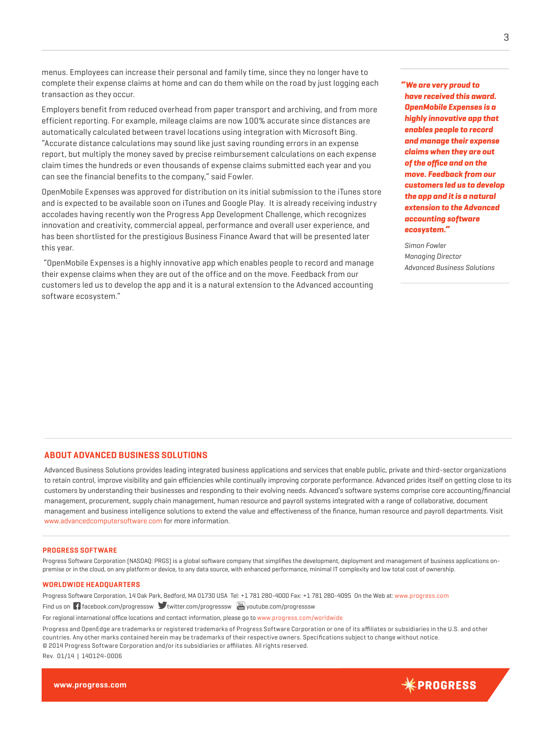menus. Employees can increase their personal and family time, since they no longer have to complete their expense claims at home and can do them while on the road by just logging each transaction as they occur.

Employers benefit from reduced overhead from paper transport and archiving, and from more efficient reporting. For example, mileage claims are now 100% accurate since distances are automatically calculated between travel locations using integration with Microsoft Bing. "Accurate distance calculations may sound like just saving rounding errors in an expense report, but multiply the money saved by precise reimbursement calculations on each expense claim times the hundreds or even thousands of expense claims submitted each year and you can see the financial benefits to the company," said Fowler.

OpenMobile Expenses was approved for distribution on its initial submission to the iTunes store and is expected to be available soon on iTunes and Google Play. It is already receiving industry accolades having recently won the Progress App Development Challenge, which recognizes innovation and creativity, commercial appeal, performance and overall user experience, and has been shortlisted for the prestigious Business Finance Award that will be presented later this year.

"OpenMobile Expenses is a highly innovative app which enables people to record and manage their expense claims when they are out of the office and on the move. Feedback from our customers led us to develop the app and it is a natural extension to the Advanced accounting software ecosystem."

***"We are very proud to have received this award. OpenMobile Expenses is a highly innovative app that enables people to record and manage their expense claims when they are out of the office and on the move. Feedback from our customers led us to develop the app and it is a natural extension to the Advanced accounting software ecosystem."***

*Simon Fowler*
*Managing Director*
*Advanced Business Solutions*

## ABOUT ADVANCED BUSINESS SOLUTIONS

Advanced Business Solutions provides leading integrated business applications and services that enable public, private and third-sector organizations to retain control, improve visibility and gain efficiencies while continually improving corporate performance. Advanced prides itself on getting close to its customers by understanding their businesses and responding to their evolving needs. Advanced's software systems comprise core accounting/financial management, procurement, supply chain management, human resource and payroll systems integrated with a range of collaborative, document management and business intelligence solutions to extend the value and effectiveness of the finance, human resource and payroll departments. Visit www.advancedcomputersoftware.com for more information.

### PROGRESS SOFTWARE

Progress Software Corporation (NASDAQ: PRGS) is a global software company that simplifies the development, deployment and management of business applications on-premise or in the cloud, on any platform or device, to any data source, with enhanced performance, minimal IT complexity and low total cost of ownership.

### WORLDWIDE HEADQUARTERS

Progress Software Corporation, 14 Oak Park, Bedford, MA 01730 USA Tel: +1 781 280-4000 Fax: +1 781 280-4095 On the Web at: www.progress.com

Find us on facebook.com/progresssw twitter.com/progresssw youtube.com/progresssw

For regional international office locations and contact information, please go to www.progress.com/worldwide

Progress and OpenEdge are trademarks or registered trademarks of Progress Software Corporation or one of its affiliates or subsidiaries in the U.S. and other countries. Any other marks contained herein may be trademarks of their respective owners. Specifications subject to change without notice.
© 2014 Progress Software Corporation and/or its subsidiaries or affiliates. All rights reserved.

Rev. 01/14 | 140124-0006

www.progress.com

PROGRESS